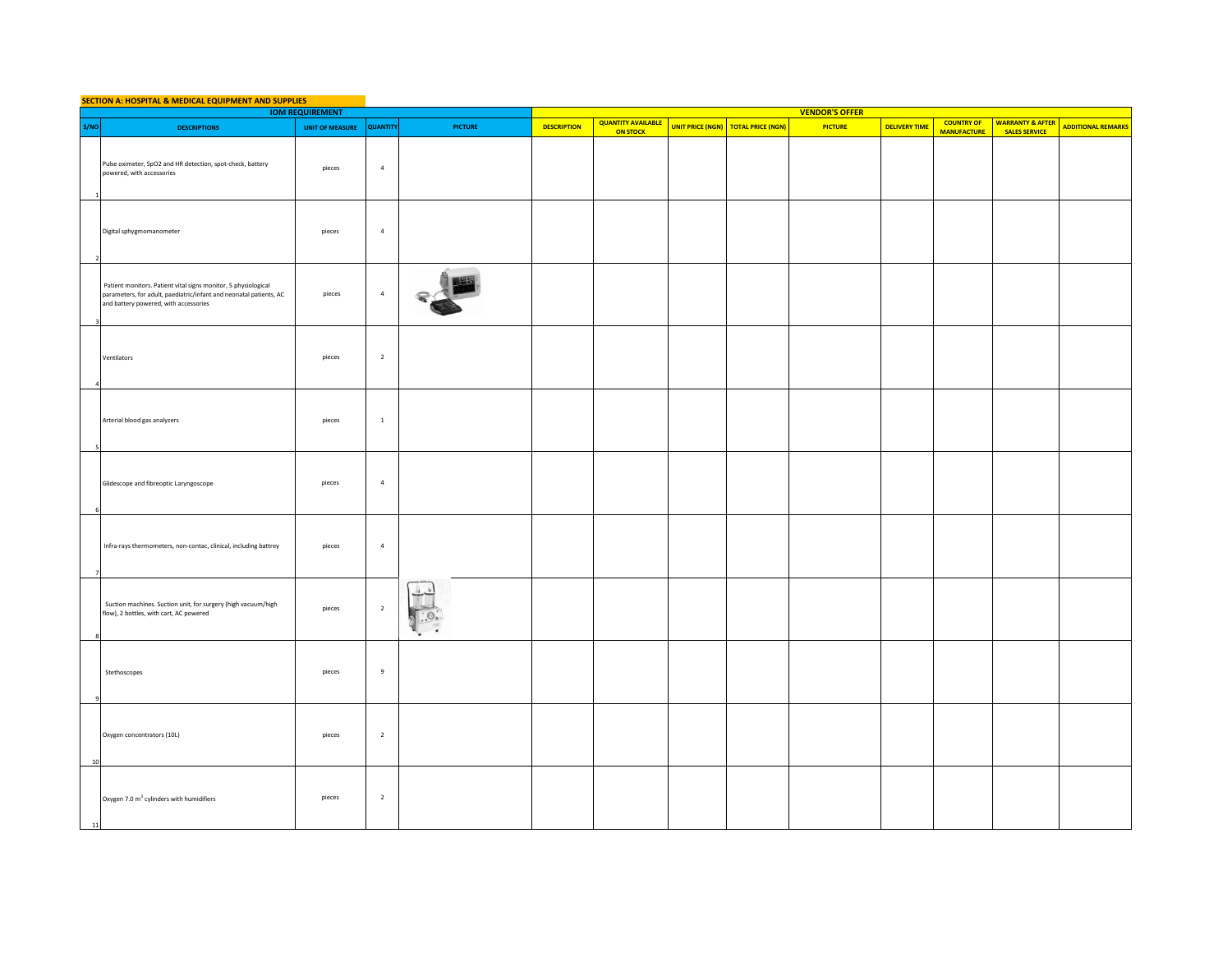## SECTION A: HOSPITAL & MEDICAL EQUIPMENT AND SUPPLIES

| IOM REQUIREMENT | | | | | VENDOR'S OFFER | | | | | | | | |
|---|---|---|---|---|---|---|---|---|---|---|---|---|---|
| S/NO | DESCRIPTIONS | UNIT OF MEASURE | QUANTITY | PICTURE | DESCRIPTION | QUANTITY AVAILABLE ON STOCK | UNIT PRICE (NGN) | TOTAL PRICE (NGN) | PICTURE | DELIVERY TIME | COUNTRY OF MANUFACTURE | WARRANTY & AFTER SALES SERVICE | ADDITIONAL REMARKS |
| 1 | Pulse oximeter, SpO2 and HR detection, spot-check, battery powered, with accessories | pieces | 4 | | | | | | | | | | |
| 2 | Digital sphygmomanometer | pieces | 4 | | | | | | | | | | |
| 3 | Patient monitors. Patient vital signs monitor, 5 physiological parameters, for adult, paediatric/infant and neonatal patients, AC and battery powered, with accessories | pieces | 4 | | | | | | | | | | |
| 4 | Ventilators | pieces | 2 | | | | | | | | | | |
| 5 | Arterial blood gas analyzers | pieces | 1 | | | | | | | | | | |
| 6 | Glidescope and fibreoptic Laryngoscope | pieces | 4 | | | | | | | | | | |
| 7 | Infra-rays thermometers, non-contac, clinical, including battrey | pieces | 4 | | | | | | | | | | |
| 8 | Suction machines. Suction unit, for surgery (high vacuum/high flow), 2 bottles, with cart, AC powered | pieces | 2 | | | | | | | | | | |
| 9 | Stethoscopes | pieces | 9 | | | | | | | | | | |
| 10 | Oxygen concentrators (10L) | pieces | 2 | | | | | | | | | | |
| 11 | Oxygen 7.0 $m^3$ cylinders with humidifiers | pieces | 2 | | | | | | | | | | |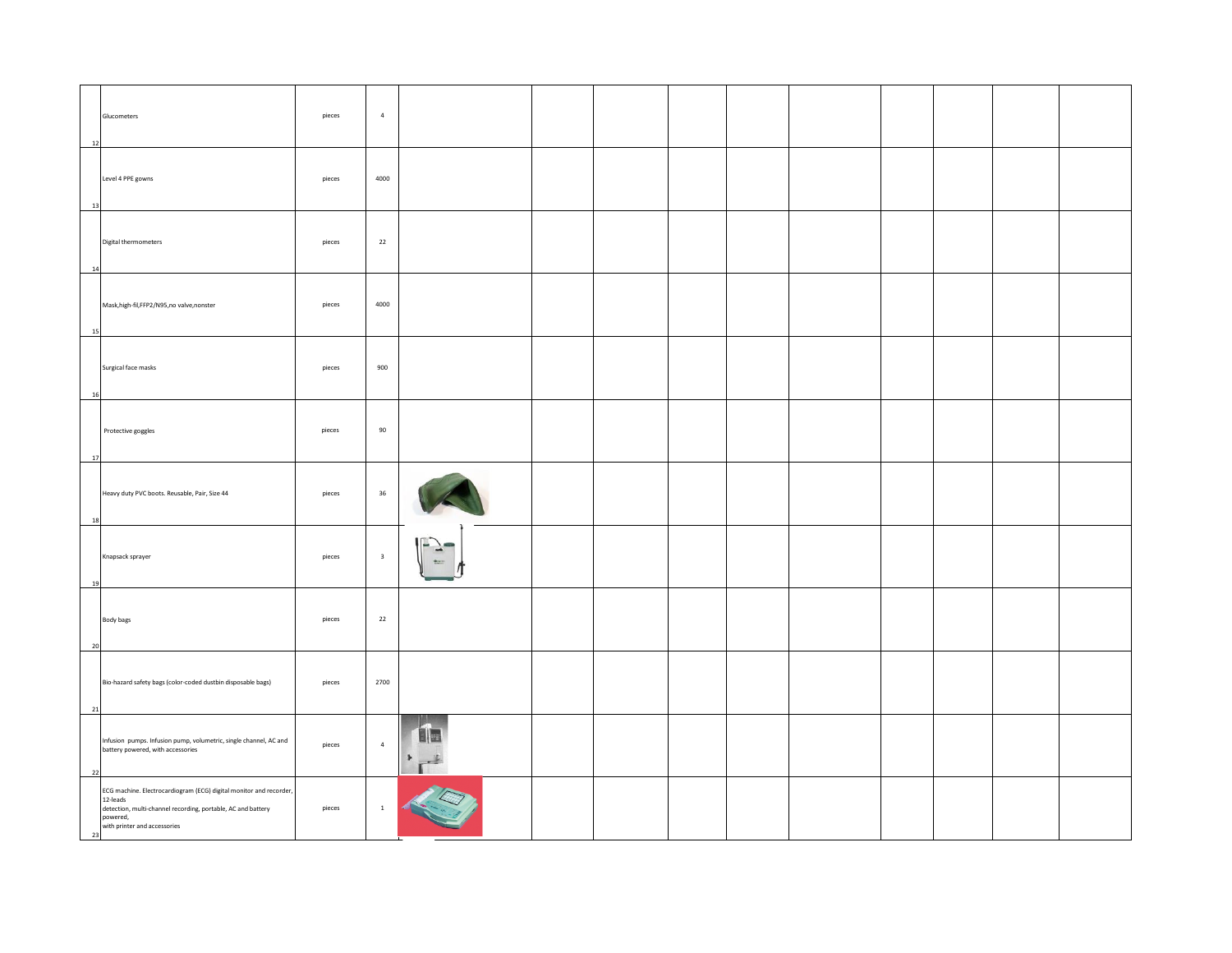| | | | | | | | | | | | | | |
|---|---|---|---|---|---|---|---|---|---|---|---|---|---|
| 12 | Glucometers | pieces | 4 | | | | | | | | | | |
| 13 | Level 4 PPE gowns | pieces | 4000 | | | | | | | | | | |
| 14 | Digital thermometers | pieces | 22 | | | | | | | | | | |
| 15 | Mask,high-fil,FFP2/N95,no valve,nonster | pieces | 4000 | | | | | | | | | | |
| 16 | Surgical face masks | pieces | 900 | | | | | | | | | | |
| 17 | Protective goggles | pieces | 90 | | | | | | | | | | |
| 18 | Heavy duty PVC boots. Reusable, Pair, Size 44 | pieces | 36 | | | | | | | | | | |
| 19 | Knapsack sprayer | pieces | 3 | | | | | | | | | | |
| 20 | Body bags | pieces | 22 | | | | | | | | | | |
| 21 | Bio-hazard safety bags (color-coded dustbin disposable bags) | pieces | 2700 | | | | | | | | | | |
| 22 | Infusion pumps. Infusion pump, volumetric, single channel, AC and battery powered, with accessories | pieces | 4 | | | | | | | | | | |
| 23 | ECG machine. Electrocardiogram (ECG) digital monitor and recorder, 12-leads detection, multi-channel recording, portable, AC and battery powered, with printer and accessories | pieces | 1 | | | | | | | | | | |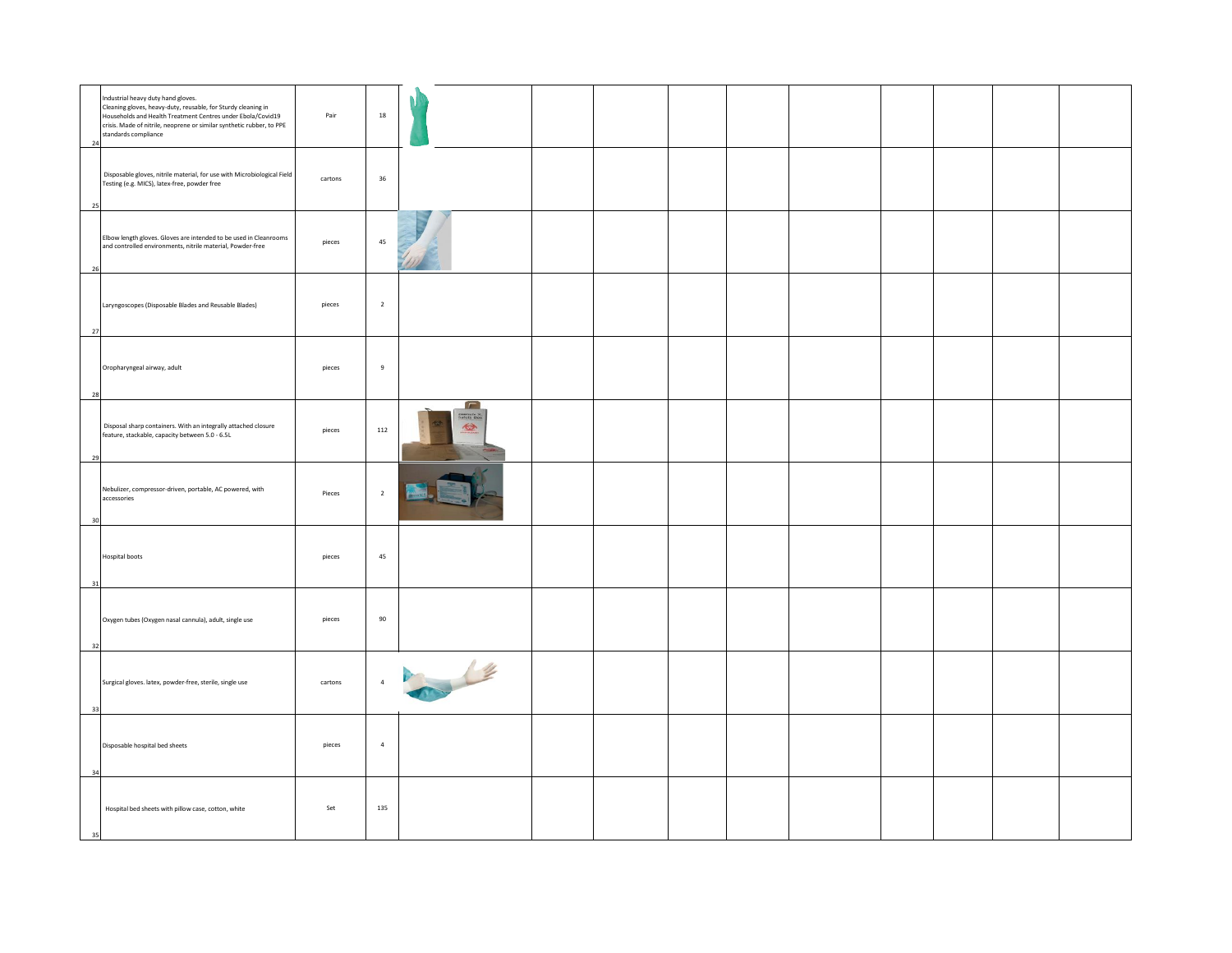| | | | | | | | | | | | | | | |
|---|---|---|---|---|---|---|---|---|---|---|---|---|---|---|
| 24 | Industrial heavy duty hand gloves. Cleaning gloves, heavy-duty, reusable, for Sturdy cleaning in Households and Health Treatment Centres under Ebola/Covid19 crisis. Made of nitrile, neoprene or similar synthetic rubber, to PPE standards compliance | Pair | 18 | | | | | | | | | | | |
| 25 | Disposable gloves, nitrile material, for use with Microbiological Field Testing (e.g. MICS), latex-free, powder free | cartons | 36 | | | | | | | | | | | |
| 26 | Elbow length gloves. Gloves are intended to be used in Cleanrooms and controlled environments, nitrile material, Powder-free | pieces | 45 | | | | | | | | | | | |
| 27 | Laryngoscopes (Disposable Blades and Reusable Blades) | pieces | 2 | | | | | | | | | | | |
| 28 | Oropharyngeal airway, adult | pieces | 9 | | | | | | | | | | | |
| 29 | Disposal sharp containers. With an integrally attached closure feature, stackable, capacity between 5.0 - 6.5L | pieces | 112 | | | | | | | | | | | |
| 30 | Nebulizer, compressor-driven, portable, AC powered, with accessories | Pieces | 2 | | | | | | | | | | | |
| 31 | Hospital boots | pieces | 45 | | | | | | | | | | | |
| 32 | Oxygen tubes (Oxygen nasal cannula), adult, single use | pieces | 90 | | | | | | | | | | | |
| 33 | Surgical gloves. latex, powder-free, sterile, single use | cartons | 4 | | | | | | | | | | | |
| 34 | Disposable hospital bed sheets | pieces | 4 | | | | | | | | | | | |
| 35 | Hospital bed sheets with pillow case, cotton, white | Set | 135 | | | | | | | | | | | |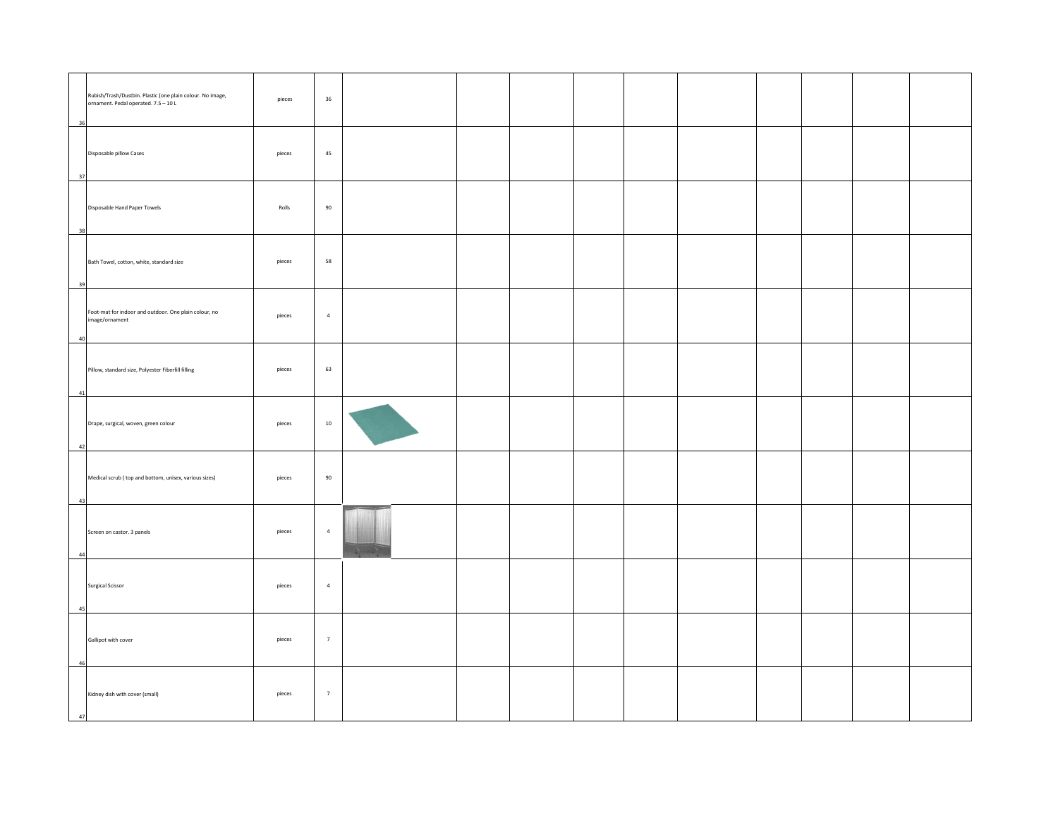| | | | | | | | | | | | | | |
|---|---|---|---|---|---|---|---|---|---|---|---|---|---|
| 36 | Rubish/Trash/Dustbin. Plastic (one plain colour. No image, ornament. Pedal operated. 7.5 – 10 L | pieces | 36 | | | | | | | | | | |
| 37 | Disposable pillow Cases | pieces | 45 | | | | | | | | | | |
| 38 | Disposable Hand Paper Towels | Rolls | 90 | | | | | | | | | | |
| 39 | Bath Towel, cotton, white, standard size | pieces | 58 | | | | | | | | | | |
| 40 | Foot-mat for indoor and outdoor. One plain colour, no image/ornament | pieces | 4 | | | | | | | | | | |
| 41 | Pillow, standard size, Polyester Fiberfill filling | pieces | 63 | | | | | | | | | | |
| 42 | Drape, surgical, woven, green colour | pieces | 10 | | | | | | | | | | |
| 43 | Medical scrub ( top and bottom, unisex, various sizes) | pieces | 90 | | | | | | | | | | |
| 44 | Screen on castor. 3 panels | pieces | 4 | | | | | | | | | | |
| 45 | Surgical Scissor | pieces | 4 | | | | | | | | | | |
| 46 | Gallipot with cover | pieces | 7 | | | | | | | | | | |
| 47 | Kidney dish with cover (small) | pieces | 7 | | | | | | | | | | |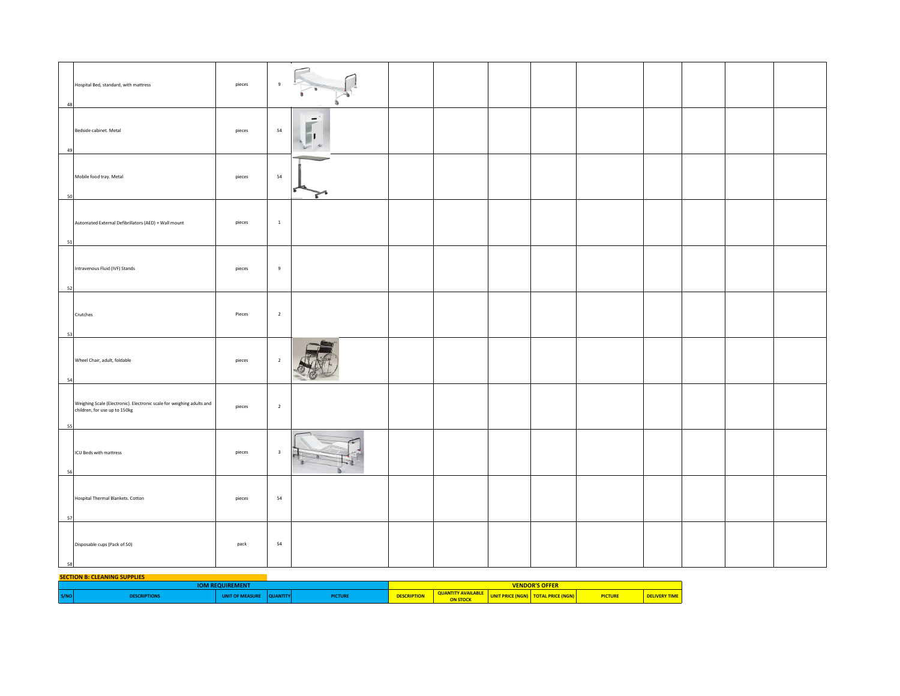| | | | | | | | | | | | | | | |
|---|---|---|---|---|---|---|---|---|---|---|---|---|---|---|
| 48 | Hospital Bed, standard, with mattress | pieces | 9 | | | | | | | | | | | |
| 49 | Bedside cabinet. Metal | pieces | 54 | | | | | | | | | | | |
| 50 | Mobile food tray. Metal | pieces | 54 | | | | | | | | | | | |
| 51 | Automated External Defibrillators (AED) + Wall mount | pieces | 1 | | | | | | | | | | | |
| 52 | Intravenous Fluid (IVF) Stands | pieces | 9 | | | | | | | | | | | |
| 53 | Crutches | Pieces | 2 | | | | | | | | | | | |
| 54 | Wheel Chair, adult, foldable | pieces | 2 | | | | | | | | | | | |
| 55 | Weighing Scale (Electronic). Electronic scale for weighing adults and children, for use up to 150kg | pieces | 2 | | | | | | | | | | | |
| 56 | ICU Beds with mattress | pieces | 3 | | | | | | | | | | | |
| 57 | Hospital Thermal Blankets. Cotton | pieces | 54 | | | | | | | | | | | |
| 58 | Disposable cups (Pack of 50) | pack | 54 | | | | | | | | | | | |

**SECTION B: CLEANING SUPPLIES**

| IOM REQUIREMENT | | | | | VENDOR'S OFFER | | | | | |
|---|---|---|---|---|---|---|---|---|---|---|
| S/NO | DESCRIPTIONS | UNIT OF MEASURE | QUANTITY | PICTURE | DESCRIPTION | QUANTITY AVAILABLE ON STOCK | UNIT PRICE (NGN) | TOTAL PRICE (NGN) | PICTURE | DELIVERY TIME |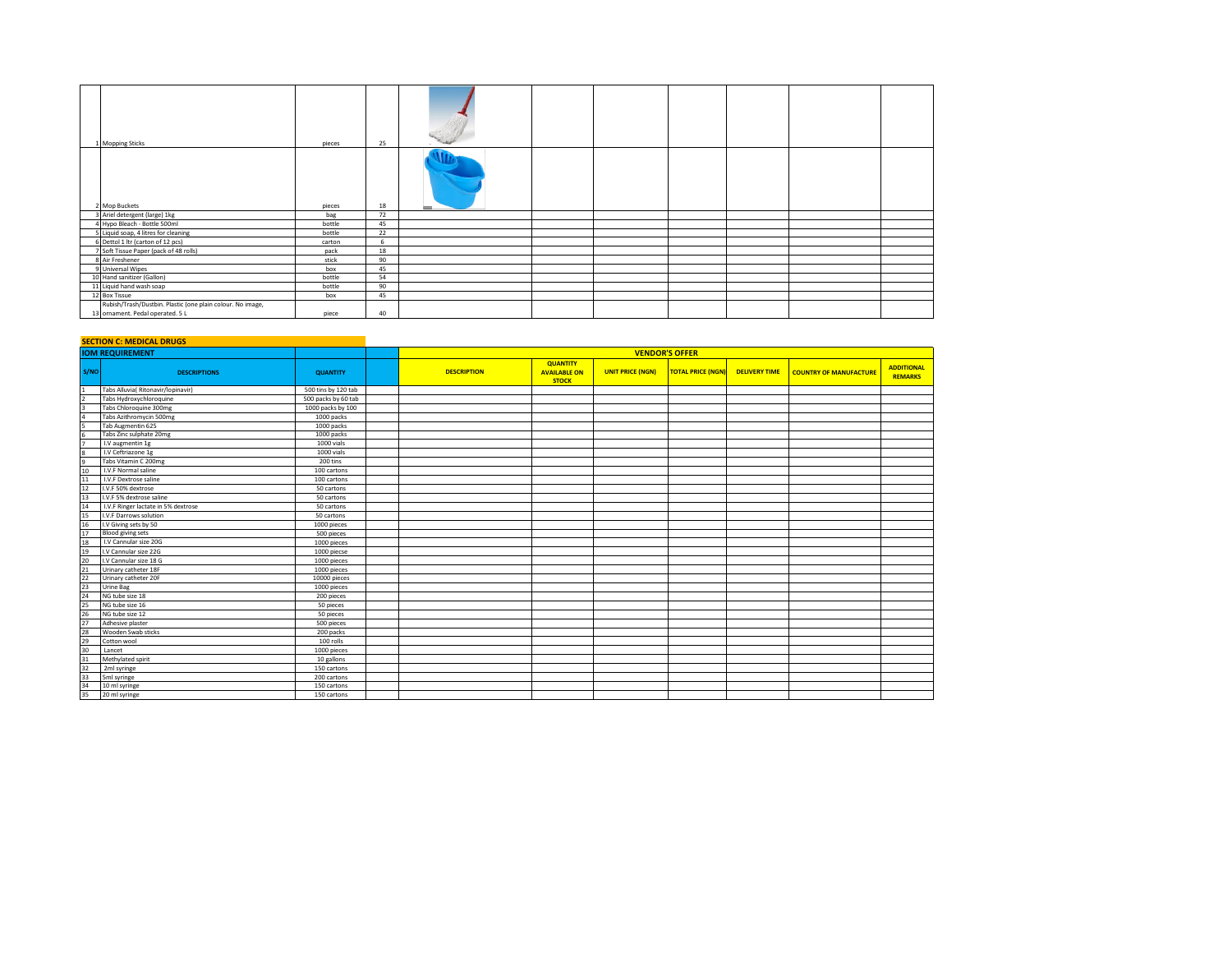| | | | | | | | | | | |
|---|---|---|---|---|---|---|---|---|---|---|
| 1 | Mopping Sticks | pieces | 25 | | | | | | | |
| 2 | Mop Buckets | pieces | 18 | | | | | | | |
| 3 | Ariel detergent (large) 1kg | bag | 72 | | | | | | | |
| 4 | Hypo Bleach - Bottle 500ml | bottle | 45 | | | | | | | |
| 5 | Liquid soap, 4 litres for cleaning | bottle | 22 | | | | | | | |
| 6 | Dettol 1 ltr (carton of 12 pcs) | carton | 6 | | | | | | | |
| 7 | Soft Tissue Paper (pack of 48 rolls) | pack | 18 | | | | | | | |
| 8 | Air Freshener | stick | 90 | | | | | | | |
| 9 | Universal Wipes | box | 45 | | | | | | | |
| 10 | Hand sanitizer (Gallon) | bottle | 54 | | | | | | | |
| 11 | Liquid hand wash soap | bottle | 90 | | | | | | | |
| 12 | Box Tissue | box | 45 | | | | | | | |
| 13 | Rubish/Trash/Dustbin. Plastic (one plain colour. No image, ornament. Pedal operated. 5 L | piece | 40 | | | | | | | |

**SECTION C: MEDICAL DRUGS**

| IOM REQUIREMENT | | | | VENDOR'S OFFER | | | | | | |
|---|---|---|---|---|---|---|---|---|---|---|
| S/NO | DESCRIPTIONS | QUANTITY | | DESCRIPTION | QUANTITY AVAILABLE ON STOCK | UNIT PRICE (NGN) | TOTAL PRICE (NGN) | DELIVERY TIME | COUNTRY OF MANUFACTURE | ADDITIONAL REMARKS |
| 1 | Tabs Alluvia( Ritonavir/lopinavir) | 500 tins by 120 tab | | | | | | | | |
| 2 | Tabs Hydroxychloroquine | 500 packs by 60 tab | | | | | | | | |
| 3 | Tabs Chloroquine 300mg | 1000 packs by 100 | | | | | | | | |
| 4 | Tabs Azithromycin 500mg | 1000 packs | | | | | | | | |
| 5 | Tab Augmentin 625 | 1000 packs | | | | | | | | |
| 6 | Tabs Zinc sulphate 20mg | 1000 packs | | | | | | | | |
| 7 | I.V augmentin 1g | 1000 vials | | | | | | | | |
| 8 | I.V Ceftriazone 1g | 1000 vials | | | | | | | | |
| 9 | Tabs Vitamin C 200mg | 200 tins | | | | | | | | |
| 10 | I.V.F Normal saline | 100 cartons | | | | | | | | |
| 11 | I.V.F Dextrose saline | 100 cartons | | | | | | | | |
| 12 | I.V.F 50% dextrose | 50 cartons | | | | | | | | |
| 13 | I.V.F 5% dextrose saline | 50 cartons | | | | | | | | |
| 14 | I.V.F Ringer lactate in 5% dextrose | 50 cartons | | | | | | | | |
| 15 | I.V.F Darrows solution | 50 cartons | | | | | | | | |
| 16 | I.V Giving sets by 50 | 1000 pieces | | | | | | | | |
| 17 | Blood giving sets | 500 pieces | | | | | | | | |
| 18 | I.V Cannular size 20G | 1000 pieces | | | | | | | | |
| 19 | I.V Cannular size 22G | 1000 piecse | | | | | | | | |
| 20 | I.V Cannular size 18 G | 1000 pieces | | | | | | | | |
| 21 | Urinary catheter 18F | 1000 pieces | | | | | | | | |
| 22 | Urinary catheter 20F | 10000 pieces | | | | | | | | |
| 23 | Urine Bag | 1000 pieces | | | | | | | | |
| 24 | NG tube size 18 | 200 pieces | | | | | | | | |
| 25 | NG tube size 16 | 50 pieces | | | | | | | | |
| 26 | NG tube size 12 | 50 pieces | | | | | | | | |
| 27 | Adhesive plaster | 500 pieces | | | | | | | | |
| 28 | Wooden Swab sticks | 200 packs | | | | | | | | |
| 29 | Cotton wool | 100 rolls | | | | | | | | |
| 30 | Lancet | 1000 pieces | | | | | | | | |
| 31 | Methylated spirit | 10 gallons | | | | | | | | |
| 32 | 2ml syringe | 150 cartons | | | | | | | | |
| 33 | 5ml syringe | 200 cartons | | | | | | | | |
| 34 | 10 ml syringe | 150 cartons | | | | | | | | |
| 35 | 20 ml syringe | 150 cartons | | | | | | | | |